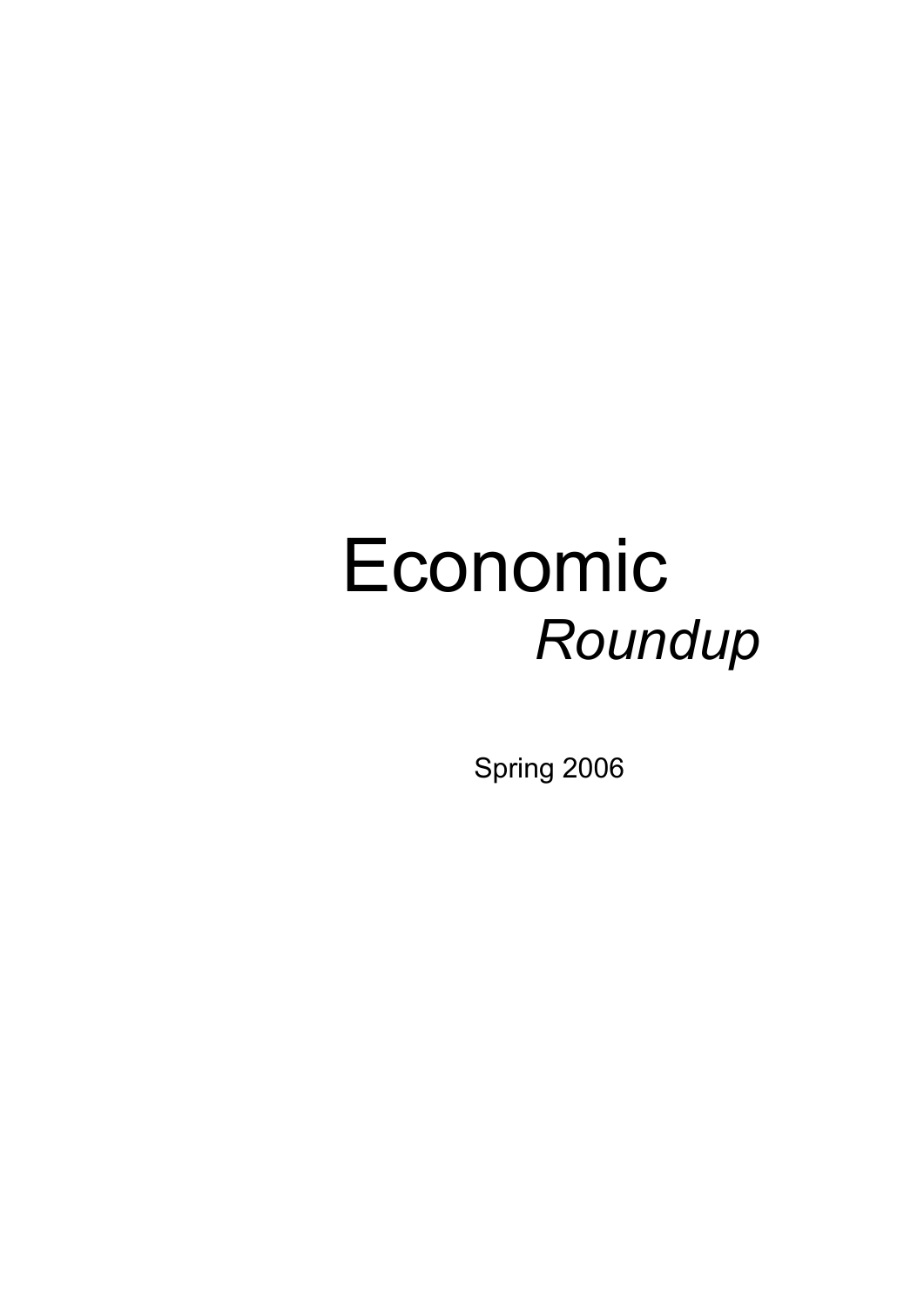# Economic *Roundup*

Spring 2006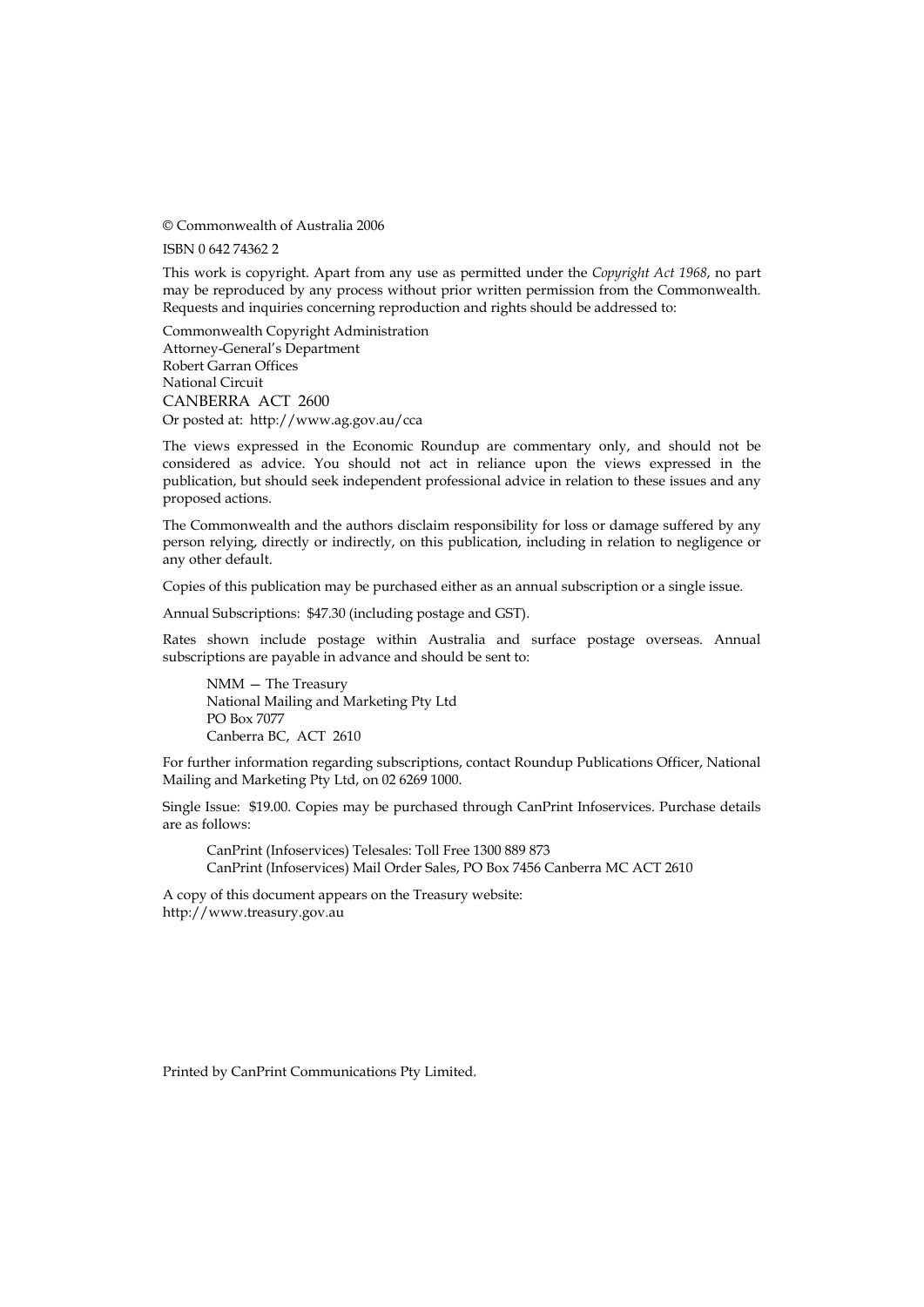© Commonwealth of Australia 2006

ISBN 0 642 74362 2

This work is copyright. Apart from any use as permitted under the *Copyright Act 1968*, no part may be reproduced by any process without prior written permission from the Commonwealth. Requests and inquiries concerning reproduction and rights should be addressed to:

Commonwealth Copyright Administration
Attorney-General's Department
Robert Garran Offices
National Circuit
CANBERRA ACT 2600
Or posted at: http://www.ag.gov.au/cca

The views expressed in the Economic Roundup are commentary only, and should not be considered as advice. You should not act in reliance upon the views expressed in the publication, but should seek independent professional advice in relation to these issues and any proposed actions.

The Commonwealth and the authors disclaim responsibility for loss or damage suffered by any person relying, directly or indirectly, on this publication, including in relation to negligence or any other default.

Copies of this publication may be purchased either as an annual subscription or a single issue.

Annual Subscriptions: $47.30 (including postage and GST).

Rates shown include postage within Australia and surface postage overseas. Annual subscriptions are payable in advance and should be sent to:

> NMM — The Treasury
> National Mailing and Marketing Pty Ltd
> PO Box 7077
> Canberra BC, ACT 2610

For further information regarding subscriptions, contact Roundup Publications Officer, National Mailing and Marketing Pty Ltd, on 02 6269 1000.

Single Issue: $19.00. Copies may be purchased through CanPrint Infoservices. Purchase details are as follows:

> CanPrint (Infoservices) Telesales: Toll Free 1300 889 873
> CanPrint (Infoservices) Mail Order Sales, PO Box 7456 Canberra MC ACT 2610

A copy of this document appears on the Treasury website:
http://www.treasury.gov.au

Printed by CanPrint Communications Pty Limited.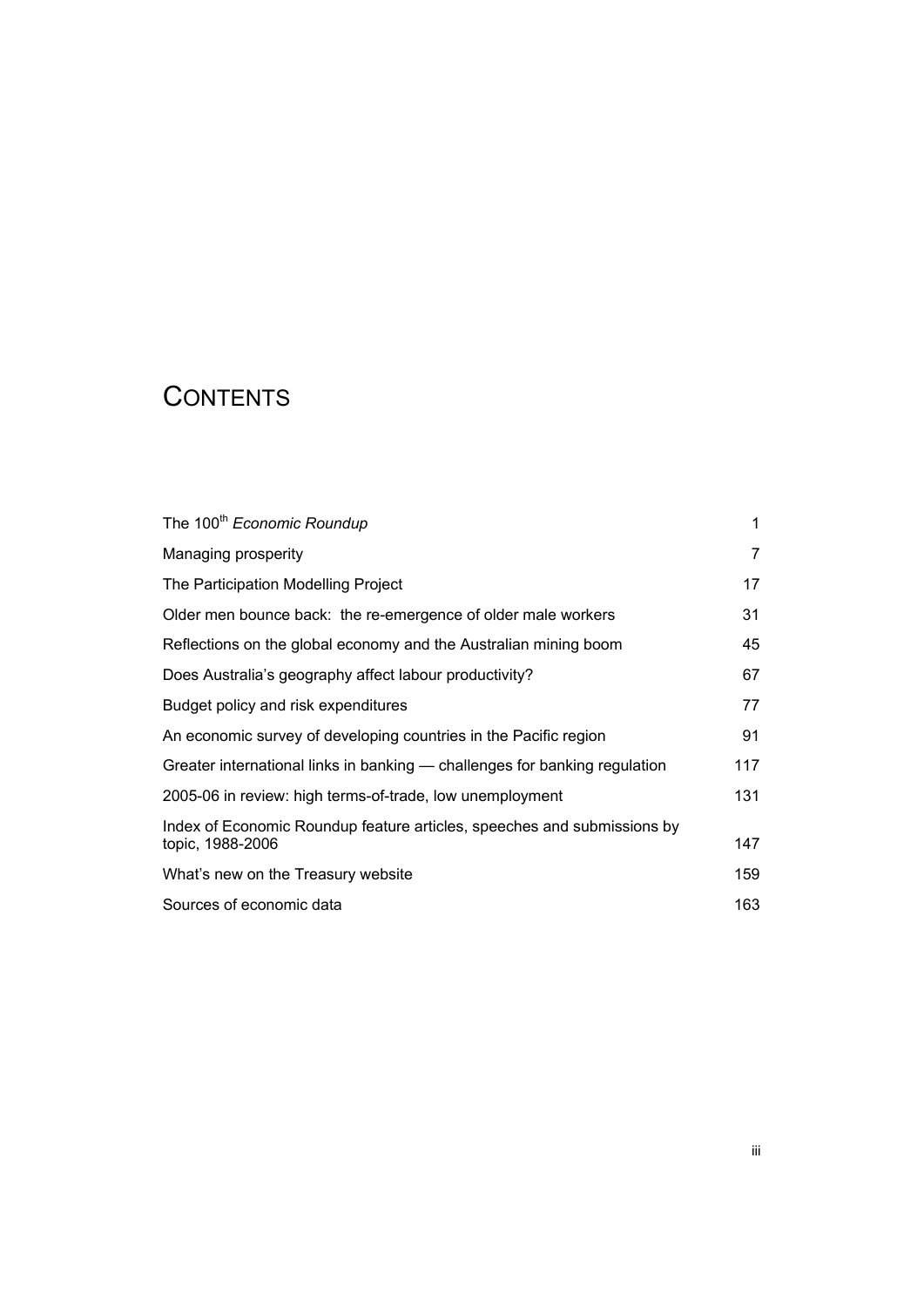# CONTENTS

| | |
|---|---|
| The 100th *Economic Roundup* | 1 |
| Managing prosperity | 7 |
| The Participation Modelling Project | 17 |
| Older men bounce back: the re-emergence of older male workers | 31 |
| Reflections on the global economy and the Australian mining boom | 45 |
| Does Australia's geography affect labour productivity? | 67 |
| Budget policy and risk expenditures | 77 |
| An economic survey of developing countries in the Pacific region | 91 |
| Greater international links in banking — challenges for banking regulation | 117 |
| 2005-06 in review: high terms-of-trade, low unemployment | 131 |
| Index of Economic Roundup feature articles, speeches and submissions by topic, 1988-2006 | 147 |
| What's new on the Treasury website | 159 |
| Sources of economic data | 163 |